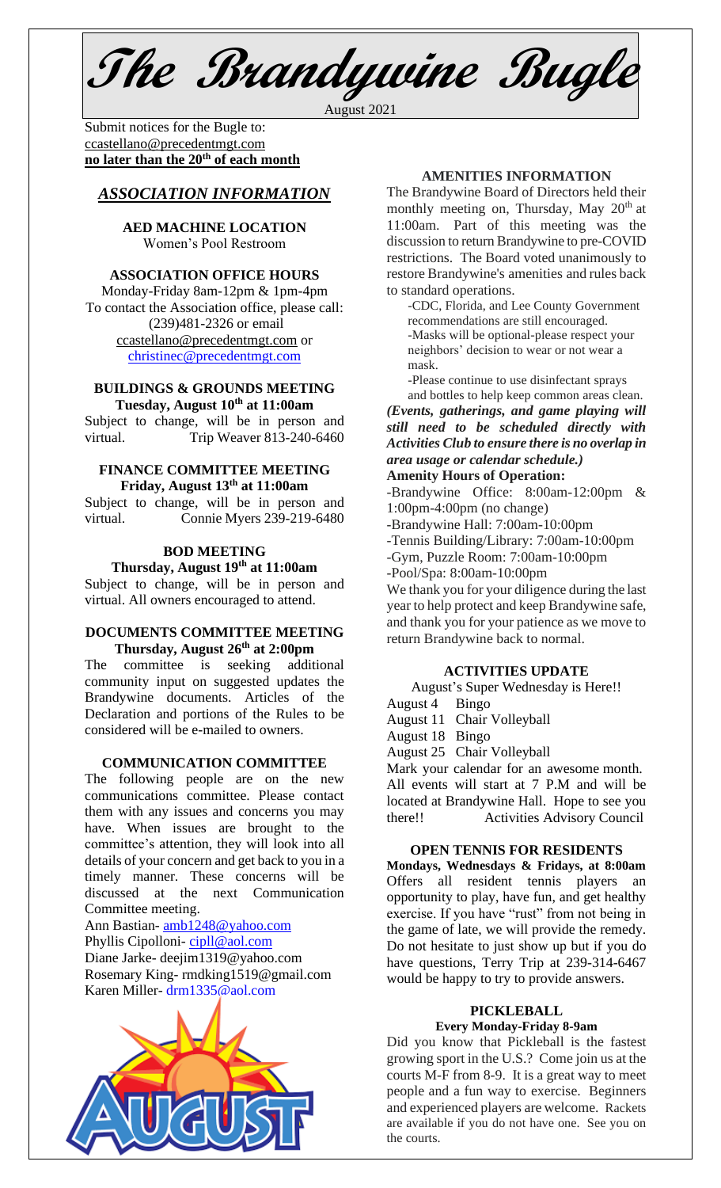# The Brandywine Bugle

August 2021

Submit notices for the Bugle to: ccastellano@precedentmgt.com
**no later than the 20th of each month**

## *ASSOCIATION INFORMATION*

**AED MACHINE LOCATION**
Women's Pool Restroom

**ASSOCIATION OFFICE HOURS**
Monday-Friday 8am-12pm & 1pm-4pm
To contact the Association office, please call: (239)481-2326 or email ccastellano@precedentmgt.com or christinec@precedentmgt.com

**BUILDINGS & GROUNDS MEETING**
**Tuesday, August 10th at 11:00am**
Subject to change, will be in person and virtual. Trip Weaver 813-240-6460

**FINANCE COMMITTEE MEETING**
**Friday, August 13th at 11:00am**
Subject to change, will be in person and virtual. Connie Myers 239-219-6480

**BOD MEETING**
**Thursday, August 19th at 11:00am**
Subject to change, will be in person and virtual. All owners encouraged to attend.

**DOCUMENTS COMMITTEE MEETING**
**Thursday, August 26th at 2:00pm**
The committee is seeking additional community input on suggested updates the Brandywine documents. Articles of the Declaration and portions of the Rules to be considered will be e-mailed to owners.

**COMMUNICATION COMMITTEE**
The following people are on the new communications committee. Please contact them with any issues and concerns you may have. When issues are brought to the committee's attention, they will look into all details of your concern and get back to you in a timely manner. These concerns will be discussed at the next Communication Committee meeting.

Ann Bastian- amb1248@yahoo.com
Phyllis Cipolloni- cipll@aol.com
Diane Jarke- deejim1319@yahoo.com
Rosemary King- rmdking1519@gmail.com
Karen Miller- drm1335@aol.com

**AMENITIES INFORMATION**
The Brandywine Board of Directors held their monthly meeting on, Thursday, May 20th at 11:00am. Part of this meeting was the discussion to return Brandywine to pre-COVID restrictions. The Board voted unanimously to restore Brandywine's amenities and rules back to standard operations.

-CDC, Florida, and Lee County Government recommendations are still encouraged.
-Masks will be optional-please respect your neighbors' decision to wear or not wear a mask.
-Please continue to use disinfectant sprays and bottles to help keep common areas clean.

***(Events, gatherings, and game playing will still need to be scheduled directly with Activities Club to ensure there is no overlap in area usage or calendar schedule.)***

**Amenity Hours of Operation:**
-Brandywine Office: 8:00am-12:00pm & 1:00pm-4:00pm (no change)
-Brandywine Hall: 7:00am-10:00pm
-Tennis Building/Library: 7:00am-10:00pm
-Gym, Puzzle Room: 7:00am-10:00pm
-Pool/Spa: 8:00am-10:00pm

We thank you for your diligence during the last year to help protect and keep Brandywine safe, and thank you for your patience as we move to return Brandywine back to normal.

**ACTIVITIES UPDATE**
August's Super Wednesday is Here!!

August 4 Bingo
August 11 Chair Volleyball
August 18 Bingo
August 25 Chair Volleyball

Mark your calendar for an awesome month. All events will start at 7 P.M and will be located at Brandywine Hall. Hope to see you there!! Activities Advisory Council

**OPEN TENNIS FOR RESIDENTS**
**Mondays, Wednesdays & Fridays, at 8:00am**
Offers all resident tennis players an opportunity to play, have fun, and get healthy exercise. If you have "rust" from not being in the game of late, we will provide the remedy. Do not hesitate to just show up but if you do have questions, Terry Trip at 239-314-6467 would be happy to try to provide answers.

**PICKLEBALL**
**Every Monday-Friday 8-9am**
Did you know that Pickleball is the fastest growing sport in the U.S.? Come join us at the courts M-F from 8-9. It is a great way to meet people and a fun way to exercise. Beginners and experienced players are welcome. Rackets are available if you do not have one. See you on the courts.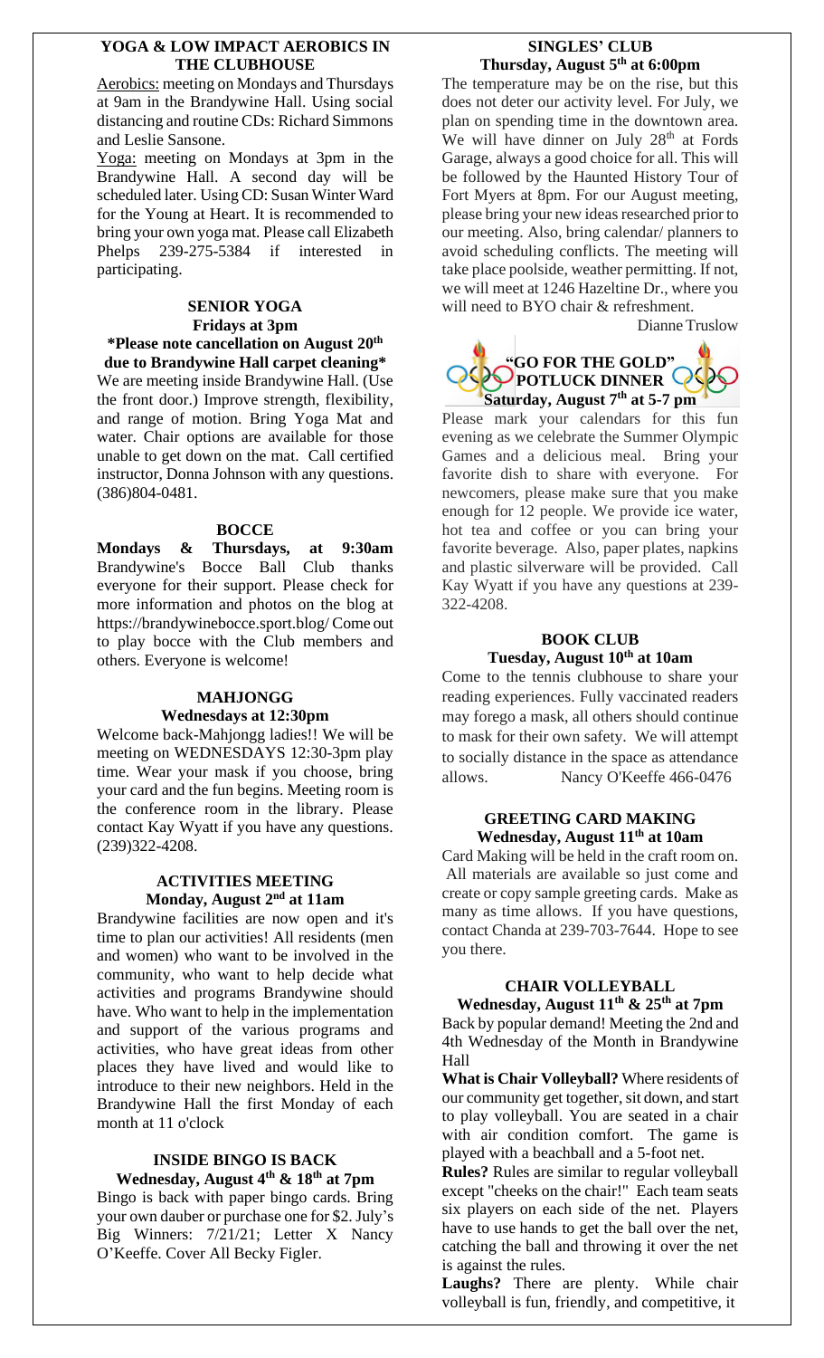## YOGA & LOW IMPACT AEROBICS IN THE CLUBHOUSE

Aerobics: meeting on Mondays and Thursdays at 9am in the Brandywine Hall. Using social distancing and routine CDs: Richard Simmons and Leslie Sansone.

Yoga: meeting on Mondays at 3pm in the Brandywine Hall. A second day will be scheduled later. Using CD: Susan Winter Ward for the Young at Heart. It is recommended to bring your own yoga mat. Please call Elizabeth Phelps 239-275-5384 if interested in participating.

## SENIOR YOGA

**Fridays at 3pm**

**\*Please note cancellation on August 20th due to Brandywine Hall carpet cleaning\***

We are meeting inside Brandywine Hall. (Use the front door.) Improve strength, flexibility, and range of motion. Bring Yoga Mat and water. Chair options are available for those unable to get down on the mat. Call certified instructor, Donna Johnson with any questions. (386)804-0481.

## BOCCE

**Mondays & Thursdays, at 9:30am** Brandywine's Bocce Ball Club thanks everyone for their support. Please check for more information and photos on the blog at https://brandywinebocce.sport.blog/ Come out to play bocce with the Club members and others. Everyone is welcome!

## MAHJONGG

**Wednesdays at 12:30pm**

Welcome back-Mahjongg ladies!! We will be meeting on WEDNESDAYS 12:30-3pm play time. Wear your mask if you choose, bring your card and the fun begins. Meeting room is the conference room in the library. Please contact Kay Wyatt if you have any questions. (239)322-4208.

## ACTIVITIES MEETING

**Monday, August 2nd at 11am**

Brandywine facilities are now open and it's time to plan our activities! All residents (men and women) who want to be involved in the community, who want to help decide what activities and programs Brandywine should have. Who want to help in the implementation and support of the various programs and activities, who have great ideas from other places they have lived and would like to introduce to their new neighbors. Held in the Brandywine Hall the first Monday of each month at 11 o'clock

## INSIDE BINGO IS BACK

**Wednesday, August 4th & 18th at 7pm**

Bingo is back with paper bingo cards. Bring your own dauber or purchase one for $2. July's Big Winners: 7/21/21; Letter X Nancy O'Keeffe. Cover All Becky Figler.

## SINGLES' CLUB

**Thursday, August 5th at 6:00pm**

The temperature may be on the rise, but this does not deter our activity level. For July, we plan on spending time in the downtown area. We will have dinner on July 28th at Fords Garage, always a good choice for all. This will be followed by the Haunted History Tour of Fort Myers at 8pm. For our August meeting, please bring your new ideas researched prior to our meeting. Also, bring calendar/ planners to avoid scheduling conflicts. The meeting will take place poolside, weather permitting. If not, we will meet at 1246 Hazeltine Dr., where you will need to BYO chair & refreshment.

Dianne Truslow

## "GO FOR THE GOLD" POTLUCK DINNER

**Saturday, August 7th at 5-7 pm**

Please mark your calendars for this fun evening as we celebrate the Summer Olympic Games and a delicious meal. Bring your favorite dish to share with everyone. For newcomers, please make sure that you make enough for 12 people. We provide ice water, hot tea and coffee or you can bring your favorite beverage. Also, paper plates, napkins and plastic silverware will be provided. Call Kay Wyatt if you have any questions at 239-322-4208.

## BOOK CLUB

**Tuesday, August 10th at 10am**

Come to the tennis clubhouse to share your reading experiences. Fully vaccinated readers may forego a mask, all others should continue to mask for their own safety. We will attempt to socially distance in the space as attendance allows. Nancy O'Keeffe 466-0476

## GREETING CARD MAKING

**Wednesday, August 11th at 10am**

Card Making will be held in the craft room on. All materials are available so just come and create or copy sample greeting cards. Make as many as time allows. If you have questions, contact Chanda at 239-703-7644. Hope to see you there.

## CHAIR VOLLEYBALL

**Wednesday, August 11th & 25th at 7pm**

Back by popular demand! Meeting the 2nd and 4th Wednesday of the Month in Brandywine Hall

**What is Chair Volleyball?** Where residents of our community get together, sit down, and start to play volleyball. You are seated in a chair with air condition comfort. The game is played with a beachball and a 5-foot net.

**Rules?** Rules are similar to regular volleyball except "cheeks on the chair!" Each team seats six players on each side of the net. Players have to use hands to get the ball over the net, catching the ball and throwing it over the net is against the rules.

**Laughs?** There are plenty. While chair volleyball is fun, friendly, and competitive, it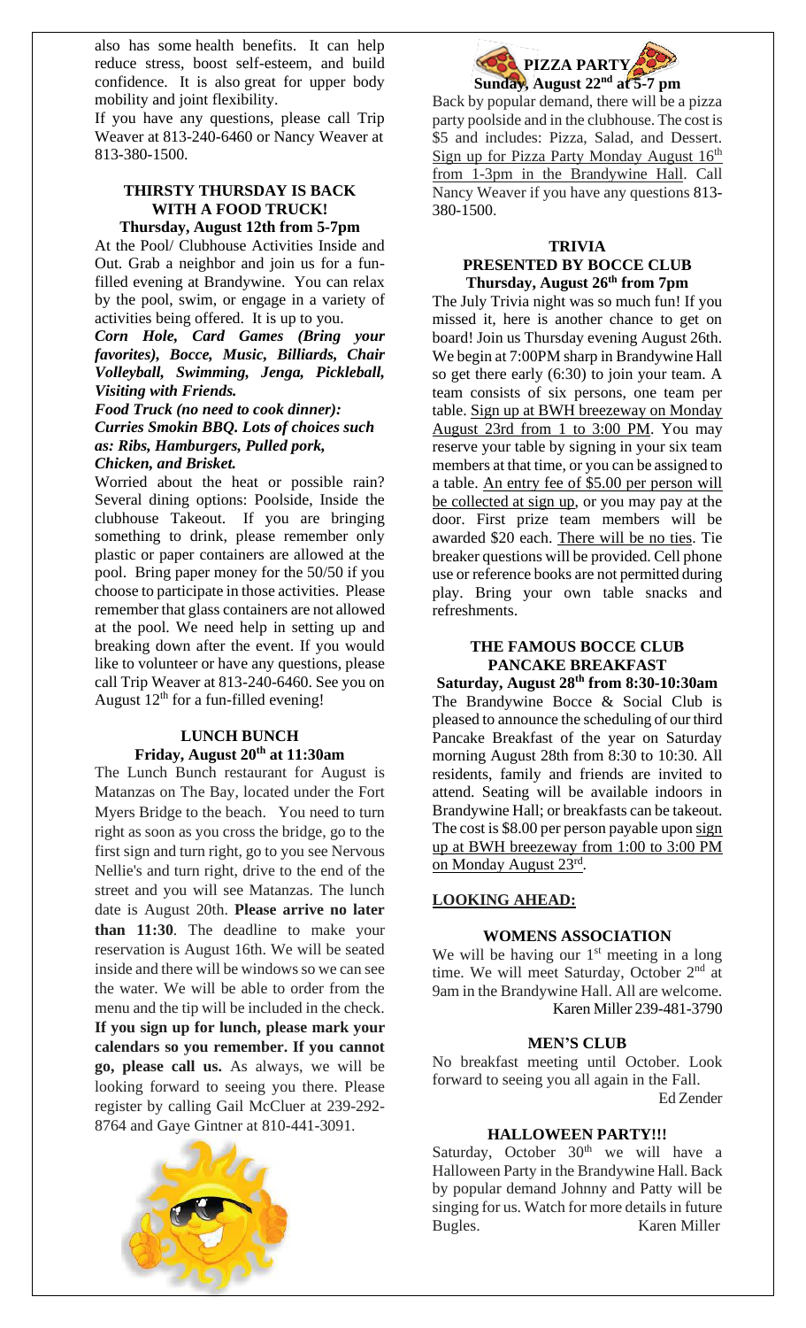also has some health benefits. It can help reduce stress, boost self-esteem, and build confidence. It is also great for upper body mobility and joint flexibility.

If you have any questions, please call Trip Weaver at 813-240-6460 or Nancy Weaver at 813-380-1500.

### THIRSTY THURSDAY IS BACK WITH A FOOD TRUCK!
**Thursday, August 12th from 5-7pm**

At the Pool/ Clubhouse Activities Inside and Out. Grab a neighbor and join us for a fun-filled evening at Brandywine. You can relax by the pool, swim, or engage in a variety of activities being offered. It is up to you.

***Corn Hole, Card Games (Bring your favorites), Bocce, Music, Billiards, Chair Volleyball, Swimming, Jenga, Pickleball, Visiting with Friends.***

***Food Truck (no need to cook dinner): Curries Smokin BBQ. Lots of choices such as: Ribs, Hamburgers, Pulled pork, Chicken, and Brisket.***

Worried about the heat or possible rain? Several dining options: Poolside, Inside the clubhouse Takeout. If you are bringing something to drink, please remember only plastic or paper containers are allowed at the pool. Bring paper money for the 50/50 if you choose to participate in those activities. Please remember that glass containers are not allowed at the pool. We need help in setting up and breaking down after the event. If you would like to volunteer or have any questions, please call Trip Weaver at 813-240-6460. See you on August 12th for a fun-filled evening!

### LUNCH BUNCH
**Friday, August 20th at 11:30am**

The Lunch Bunch restaurant for August is Matanzas on The Bay, located under the Fort Myers Bridge to the beach. You need to turn right as soon as you cross the bridge, go to the first sign and turn right, go to you see Nervous Nellie's and turn right, drive to the end of the street and you will see Matanzas. The lunch date is August 20th. **Please arrive no later than 11:30**. The deadline to make your reservation is August 16th. We will be seated inside and there will be windows so we can see the water. We will be able to order from the menu and the tip will be included in the check. **If you sign up for lunch, please mark your calendars so you remember. If you cannot go, please call us.** As always, we will be looking forward to seeing you there. Please register by calling Gail McCluer at 239-292-8764 and Gaye Gintner at 810-441-3091.

### PIZZA PARTY
**Sunday, August 22nd at 5-7 pm**

Back by popular demand, there will be a pizza party poolside and in the clubhouse. The cost is $5 and includes: Pizza, Salad, and Dessert. Sign up for Pizza Party Monday August 16th from 1-3pm in the Brandywine Hall. Call Nancy Weaver if you have any questions 813-380-1500.

### TRIVIA
### PRESENTED BY BOCCE CLUB
**Thursday, August 26th from 7pm**

The July Trivia night was so much fun! If you missed it, here is another chance to get on board! Join us Thursday evening August 26th. We begin at 7:00PM sharp in Brandywine Hall so get there early (6:30) to join your team. A team consists of six persons, one team per table. Sign up at BWH breezeway on Monday August 23rd from 1 to 3:00 PM. You may reserve your table by signing in your six team members at that time, or you can be assigned to a table. An entry fee of $5.00 per person will be collected at sign up, or you may pay at the door. First prize team members will be awarded $20 each. There will be no ties. Tie breaker questions will be provided. Cell phone use or reference books are not permitted during play. Bring your own table snacks and refreshments.

### THE FAMOUS BOCCE CLUB PANCAKE BREAKFAST
**Saturday, August 28th from 8:30-10:30am**

The Brandywine Bocce & Social Club is pleased to announce the scheduling of our third Pancake Breakfast of the year on Saturday morning August 28th from 8:30 to 10:30. All residents, family and friends are invited to attend. Seating will be available indoors in Brandywine Hall; or breakfasts can be takeout. The cost is $8.00 per person payable upon sign up at BWH breezeway from 1:00 to 3:00 PM on Monday August 23rd.

## LOOKING AHEAD:

### WOMENS ASSOCIATION

We will be having our 1st meeting in a long time. We will meet Saturday, October 2nd at 9am in the Brandywine Hall. All are welcome.

Karen Miller 239-481-3790

### MEN'S CLUB

No breakfast meeting until October. Look forward to seeing you all again in the Fall.

Ed Zender

### HALLOWEEN PARTY!!!

Saturday, October 30th we will have a Halloween Party in the Brandywine Hall. Back by popular demand Johnny and Patty will be singing for us. Watch for more details in future Bugles.

Karen Miller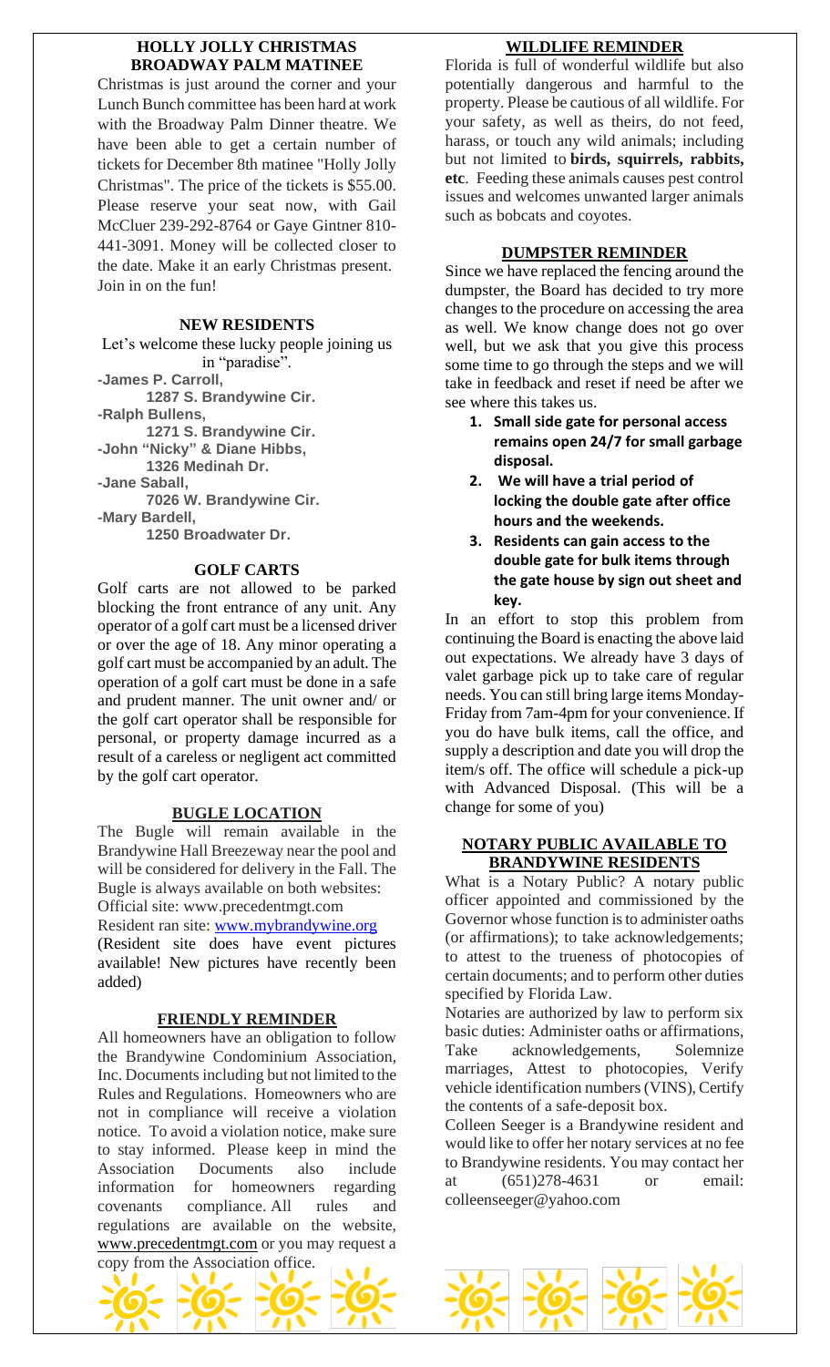## HOLLY JOLLY CHRISTMAS BROADWAY PALM MATINEE

Christmas is just around the corner and your Lunch Bunch committee has been hard at work with the Broadway Palm Dinner theatre. We have been able to get a certain number of tickets for December 8th matinee "Holly Jolly Christmas". The price of the tickets is $55.00. Please reserve your seat now, with Gail McCluer 239-292-8764 or Gaye Gintner 810-441-3091. Money will be collected closer to the date. Make it an early Christmas present. Join in on the fun!

## NEW RESIDENTS

Let's welcome these lucky people joining us in "paradise".

**-James P. Carroll,**
**1287 S. Brandywine Cir.**
**-Ralph Bullens,**
**1271 S. Brandywine Cir.**
**-John "Nicky" & Diane Hibbs,**
**1326 Medinah Dr.**
**-Jane Saball,**
**7026 W. Brandywine Cir.**
**-Mary Bardell,**
**1250 Broadwater Dr.**

## GOLF CARTS

Golf carts are not allowed to be parked blocking the front entrance of any unit. Any operator of a golf cart must be a licensed driver or over the age of 18. Any minor operating a golf cart must be accompanied by an adult. The operation of a golf cart must be done in a safe and prudent manner. The unit owner and/ or the golf cart operator shall be responsible for personal, or property damage incurred as a result of a careless or negligent act committed by the golf cart operator.

## BUGLE LOCATION

The Bugle will remain available in the Brandywine Hall Breezeway near the pool and will be considered for delivery in the Fall. The Bugle is always available on both websites:
Official site: www.precedentmgt.com
Resident ran site: www.mybrandywine.org
(Resident site does have event pictures available! New pictures have recently been added)

## FRIENDLY REMINDER

All homeowners have an obligation to follow the Brandywine Condominium Association, Inc. Documents including but not limited to the Rules and Regulations. Homeowners who are not in compliance will receive a violation notice. To avoid a violation notice, make sure to stay informed. Please keep in mind the Association Documents also include information for homeowners regarding covenants compliance. All rules and regulations are available on the website, www.precedentmgt.com or you may request a copy from the Association office.

## WILDLIFE REMINDER

Florida is full of wonderful wildlife but also potentially dangerous and harmful to the property. Please be cautious of all wildlife. For your safety, as well as theirs, do not feed, harass, or touch any wild animals; including but not limited to **birds, squirrels, rabbits, etc**. Feeding these animals causes pest control issues and welcomes unwanted larger animals such as bobcats and coyotes.

## DUMPSTER REMINDER

Since we have replaced the fencing around the dumpster, the Board has decided to try more changes to the procedure on accessing the area as well. We know change does not go over well, but we ask that you give this process some time to go through the steps and we will take in feedback and reset if need be after we see where this takes us.

1. **Small side gate for personal access remains open 24/7 for small garbage disposal.**
2. **We will have a trial period of locking the double gate after office hours and the weekends.**
3. **Residents can gain access to the double gate for bulk items through the gate house by sign out sheet and key.**

In an effort to stop this problem from continuing the Board is enacting the above laid out expectations. We already have 3 days of valet garbage pick up to take care of regular needs. You can still bring large items Monday-Friday from 7am-4pm for your convenience. If you do have bulk items, call the office, and supply a description and date you will drop the item/s off. The office will schedule a pick-up with Advanced Disposal. (This will be a change for some of you)

## NOTARY PUBLIC AVAILABLE TO BRANDYWINE RESIDENTS

What is a Notary Public? A notary public officer appointed and commissioned by the Governor whose function is to administer oaths (or affirmations); to take acknowledgements; to attest to the trueness of photocopies of certain documents; and to perform other duties specified by Florida Law.

Notaries are authorized by law to perform six basic duties: Administer oaths or affirmations, Take acknowledgements, Solemnize marriages, Attest to photocopies, Verify vehicle identification numbers (VINS), Certify the contents of a safe-deposit box.

Colleen Seeger is a Brandywine resident and would like to offer her notary services at no fee to Brandywine residents. You may contact her at (651)278-4631 or email: colleenseeger@yahoo.com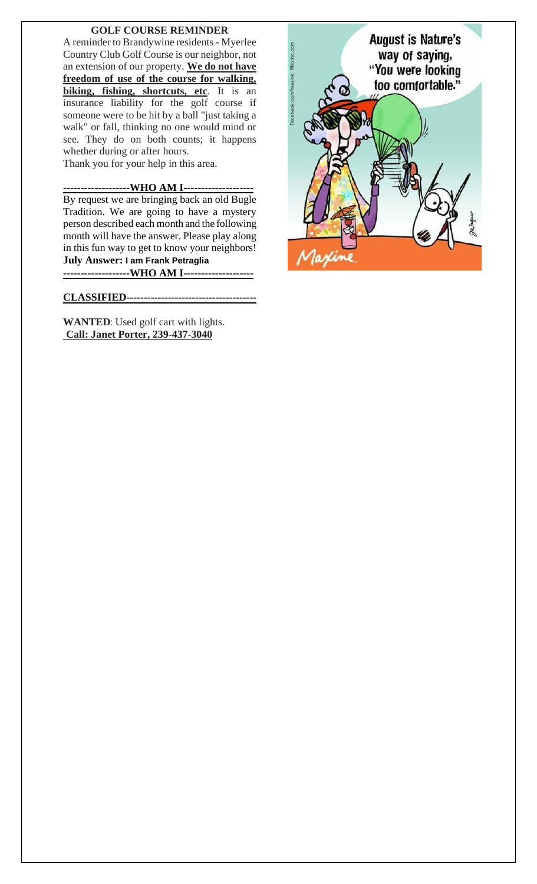## GOLF COURSE REMINDER

A reminder to Brandywine residents - Myerlee Country Club Golf Course is our neighbor, not an extension of our property. **We do not have freedom of use of the course for walking, biking, fishing, shortcuts, etc**. It is an insurance liability for the golf course if someone were to be hit by a ball "just taking a walk" or fall, thinking no one would mind or see. They do on both counts; it happens whether during or after hours.

Thank you for your help in this area.

**-------------------WHO AM I-------------------**

By request we are bringing back an old Bugle Tradition. We are going to have a mystery person described each month and the following month will have the answer. Please play along in this fun way to get to know your neighbors!

**July Answer: I am Frank Petraglia**

**-------------------WHO AM I-------------------**

**CLASSIFIED-------------------------------------**

**WANTED**: Used golf cart with lights.
**Call: Janet Porter, 239-437-3040**

August is Nature's way of saying, "You were looking too comfortable."

Maxine